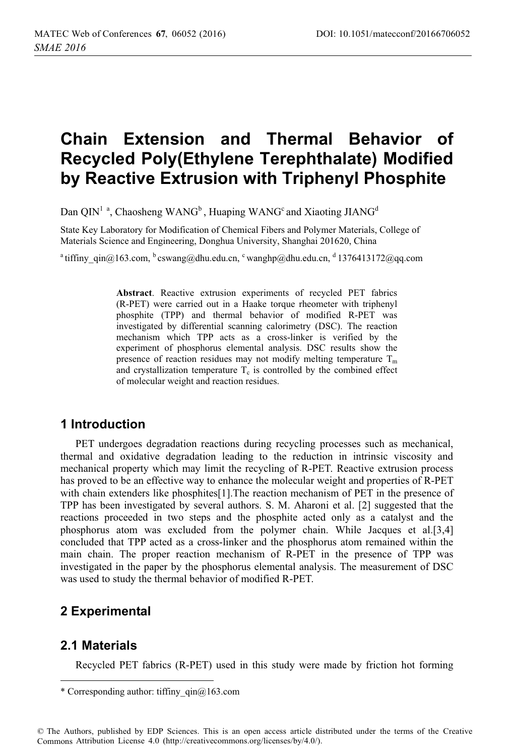# Chain Extension and Thermal Behavior of Recycled Poly(Ethylene Terephthalate) Modified by Reactive Extrusion with Triphenyl Phosphite

Dan QIN[1 a], Chaosheng WANG[b], Huaping WANG[c] and Xiaoting JIANG[d]

State Key Laboratory for Modification of Chemical Fibers and Polymer Materials, College of Materials Science and Engineering, Donghua University, Shanghai 201620, China

[a] tiffiny_qin@163.com, [b] cswang@dhu.edu.cn, [c] wanghp@dhu.edu.cn, [d] 1376413172@qq.com

**Abstract**. Reactive extrusion experiments of recycled PET fabrics (R-PET) were carried out in a Haake torque rheometer with triphenyl phosphite (TPP) and thermal behavior of modified R-PET was investigated by differential scanning calorimetry (DSC). The reaction mechanism which TPP acts as a cross-linker is verified by the experiment of phosphorus elemental analysis. DSC results show the presence of reaction residues may not modify melting temperature $T_m$ and crystallization temperature $T_c$ is controlled by the combined effect of molecular weight and reaction residues.

## 1 Introduction

PET undergoes degradation reactions during recycling processes such as mechanical, thermal and oxidative degradation leading to the reduction in intrinsic viscosity and mechanical property which may limit the recycling of R-PET. Reactive extrusion process has proved to be an effective way to enhance the molecular weight and properties of R-PET with chain extenders like phosphites[1].The reaction mechanism of PET in the presence of TPP has been investigated by several authors. S. M. Aharoni et al. [2] suggested that the reactions proceeded in two steps and the phosphite acted only as a catalyst and the phosphorus atom was excluded from the polymer chain. While Jacques et al.[3,4] concluded that TPP acted as a cross-linker and the phosphorus atom remained within the main chain. The proper reaction mechanism of R-PET in the presence of TPP was investigated in the paper by the phosphorus elemental analysis. The measurement of DSC was used to study the thermal behavior of modified R-PET.

## 2 Experimental

### 2.1 Materials

Recycled PET fabrics (R-PET) used in this study were made by friction hot forming

---

* Corresponding author: tiffiny_qin@163.com

© The Authors, published by EDP Sciences. This is an open access article distributed under the terms of the Creative Commons Attribution License 4.0 (http://creativecommons.org/licenses/by/4.0/).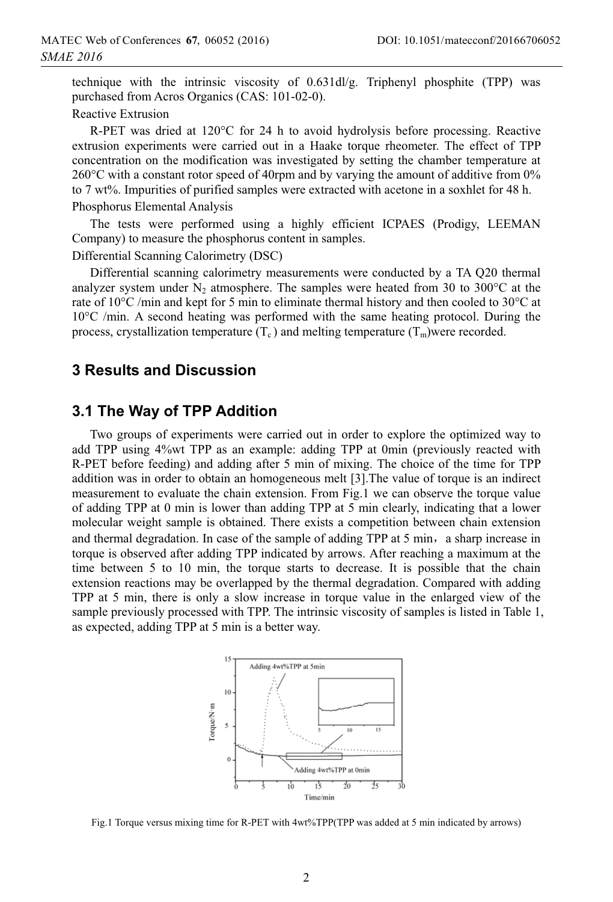technique with the intrinsic viscosity of 0.631dl/g. Triphenyl phosphite (TPP) was purchased from Acros Organics (CAS: 101-02-0).

Reactive Extrusion

R-PET was dried at 120°C for 24 h to avoid hydrolysis before processing. Reactive extrusion experiments were carried out in a Haake torque rheometer. The effect of TPP concentration on the modification was investigated by setting the chamber temperature at 260°C with a constant rotor speed of 40rpm and by varying the amount of additive from 0% to 7 wt%. Impurities of purified samples were extracted with acetone in a soxhlet for 48 h.

Phosphorus Elemental Analysis

The tests were performed using a highly efficient ICPAES (Prodigy, LEEMAN Company) to measure the phosphorus content in samples.

Differential Scanning Calorimetry (DSC)

Differential scanning calorimetry measurements were conducted by a TA Q20 thermal analyzer system under $N_2$ atmosphere. The samples were heated from 30 to 300°C at the rate of 10°C /min and kept for 5 min to eliminate thermal history and then cooled to 30°C at 10°C /min. A second heating was performed with the same heating protocol. During the process, crystallization temperature ($T_c$) and melting temperature ($T_m$)were recorded.

## 3 Results and Discussion

### 3.1 The Way of TPP Addition

Two groups of experiments were carried out in order to explore the optimized way to add TPP using 4%wt TPP as an example: adding TPP at 0min (previously reacted with R-PET before feeding) and adding after 5 min of mixing. The choice of the time for TPP addition was in order to obtain an homogeneous melt [3].The value of torque is an indirect measurement to evaluate the chain extension. From Fig.1 we can observe the torque value of adding TPP at 0 min is lower than adding TPP at 5 min clearly, indicating that a lower molecular weight sample is obtained. There exists a competition between chain extension and thermal degradation. In case of the sample of adding TPP at 5 min， a sharp increase in torque is observed after adding TPP indicated by arrows. After reaching a maximum at the time between 5 to 10 min, the torque starts to decrease. It is possible that the chain extension reactions may be overlapped by the thermal degradation. Compared with adding TPP at 5 min, there is only a slow increase in torque value in the enlarged view of the sample previously processed with TPP. The intrinsic viscosity of samples is listed in Table 1, as expected, adding TPP at 5 min is a better way.

Fig.1 Torque versus mixing time for R-PET with 4wt%TPP(TPP was added at 5 min indicated by arrows)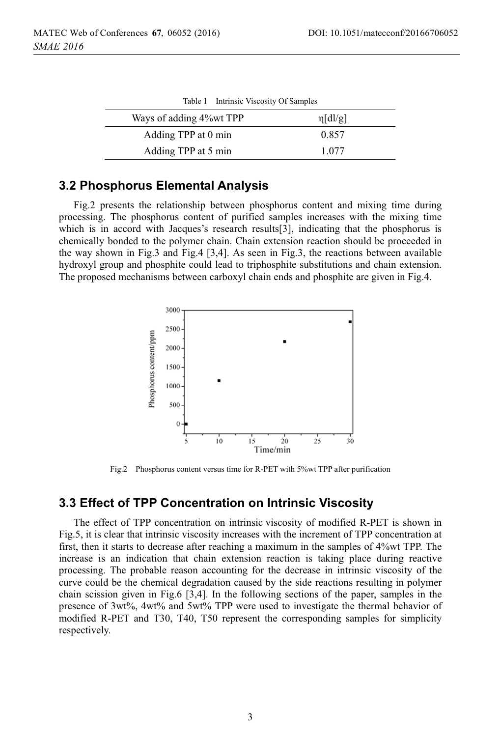Table 1 Intrinsic Viscosity Of Samples

| Ways of adding 4%wt TPP | η[dl/g] |
|---|---|
| Adding TPP at 0 min | 0.857 |
| Adding TPP at 5 min | 1.077 |

## 3.2 Phosphorus Elemental Analysis

Fig.2 presents the relationship between phosphorus content and mixing time during processing. The phosphorus content of purified samples increases with the mixing time which is in accord with Jacques's research results[3], indicating that the phosphorus is chemically bonded to the polymer chain. Chain extension reaction should be proceeded in the way shown in Fig.3 and Fig.4 [3,4]. As seen in Fig.3, the reactions between available hydroxyl group and phosphite could lead to triphosphite substitutions and chain extension. The proposed mechanisms between carboxyl chain ends and phosphite are given in Fig.4.

Fig.2 Phosphorus content versus time for R-PET with 5%wt TPP after purification

## 3.3 Effect of TPP Concentration on Intrinsic Viscosity

The effect of TPP concentration on intrinsic viscosity of modified R-PET is shown in Fig.5, it is clear that intrinsic viscosity increases with the increment of TPP concentration at first, then it starts to decrease after reaching a maximum in the samples of 4%wt TPP. The increase is an indication that chain extension reaction is taking place during reactive processing. The probable reason accounting for the decrease in intrinsic viscosity of the curve could be the chemical degradation caused by the side reactions resulting in polymer chain scission given in Fig.6 [3,4]. In the following sections of the paper, samples in the presence of 3wt%, 4wt% and 5wt% TPP were used to investigate the thermal behavior of modified R-PET and T30, T40, T50 represent the corresponding samples for simplicity respectively.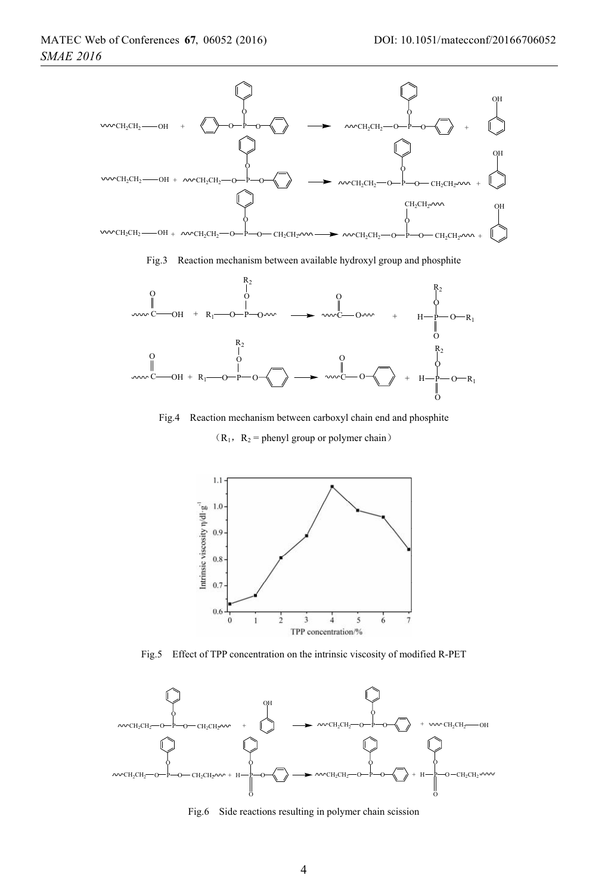Fig.3 Reaction mechanism between available hydroxyl group and phosphite

Fig.4 Reaction mechanism between carboxyl chain end and phosphite

($R_1$, $R_2$ = phenyl group or polymer chain)

Fig.5 Effect of TPP concentration on the intrinsic viscosity of modified R-PET

Fig.6 Side reactions resulting in polymer chain scission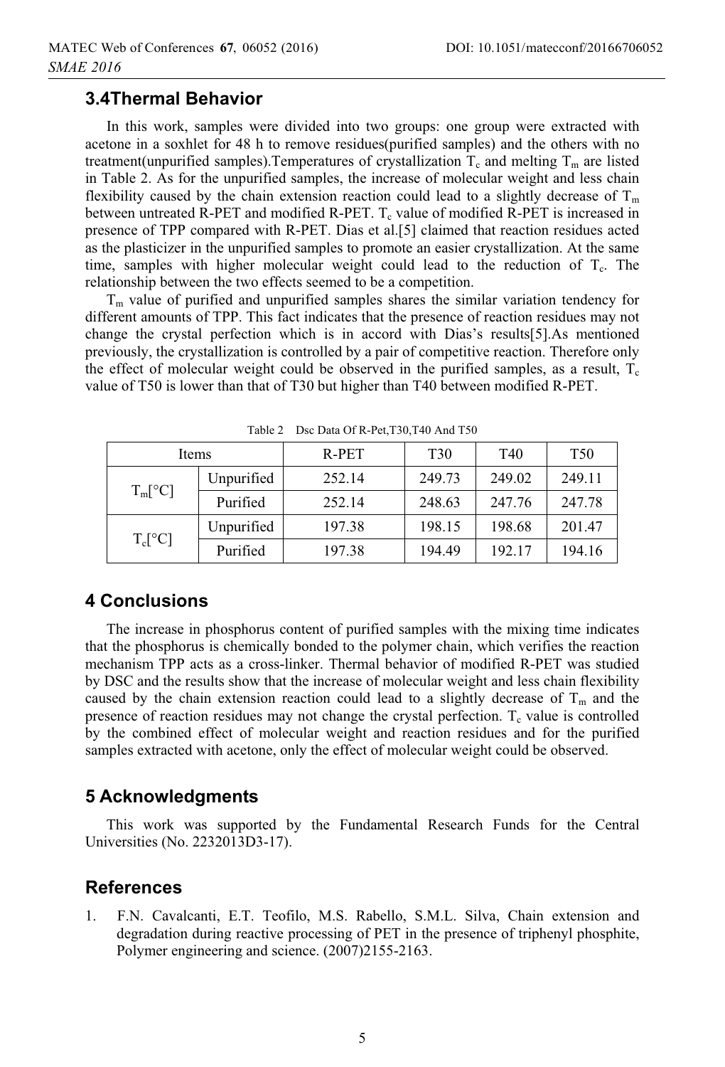## 3.4Thermal Behavior

In this work, samples were divided into two groups: one group were extracted with acetone in a soxhlet for 48 h to remove residues(purified samples) and the others with no treatment(unpurified samples).Temperatures of crystallization $T_c$ and melting $T_m$ are listed in Table 2. As for the unpurified samples, the increase of molecular weight and less chain flexibility caused by the chain extension reaction could lead to a slightly decrease of $T_m$ between untreated R-PET and modified R-PET. $T_c$ value of modified R-PET is increased in presence of TPP compared with R-PET. Dias et al.[5] claimed that reaction residues acted as the plasticizer in the unpurified samples to promote an easier crystallization. At the same time, samples with higher molecular weight could lead to the reduction of $T_c$. The relationship between the two effects seemed to be a competition.

$T_m$ value of purified and unpurified samples shares the similar variation tendency for different amounts of TPP. This fact indicates that the presence of reaction residues may not change the crystal perfection which is in accord with Dias's results[5].As mentioned previously, the crystallization is controlled by a pair of competitive reaction. Therefore only the effect of molecular weight could be observed in the purified samples, as a result, $T_c$ value of T50 is lower than that of T30 but higher than T40 between modified R-PET.

Table 2 Dsc Data Of R-Pet,T30,T40 And T50

| Items | | R-PET | T30 | T40 | T50 |
|---|---|---|---|---|---|
| $T_m$[°C] | Unpurified | 252.14 | 249.73 | 249.02 | 249.11 |
| | Purified | 252.14 | 248.63 | 247.76 | 247.78 |
| $T_c$[°C] | Unpurified | 197.38 | 198.15 | 198.68 | 201.47 |
| | Purified | 197.38 | 194.49 | 192.17 | 194.16 |

## 4 Conclusions

The increase in phosphorus content of purified samples with the mixing time indicates that the phosphorus is chemically bonded to the polymer chain, which verifies the reaction mechanism TPP acts as a cross-linker. Thermal behavior of modified R-PET was studied by DSC and the results show that the increase of molecular weight and less chain flexibility caused by the chain extension reaction could lead to a slightly decrease of $T_m$ and the presence of reaction residues may not change the crystal perfection. $T_c$ value is controlled by the combined effect of molecular weight and reaction residues and for the purified samples extracted with acetone, only the effect of molecular weight could be observed.

## 5 Acknowledgments

This work was supported by the Fundamental Research Funds for the Central Universities (No. 2232013D3-17).

## References

1. F.N. Cavalcanti, E.T. Teofilo, M.S. Rabello, S.M.L. Silva, Chain extension and degradation during reactive processing of PET in the presence of triphenyl phosphite, Polymer engineering and science. (2007)2155-2163.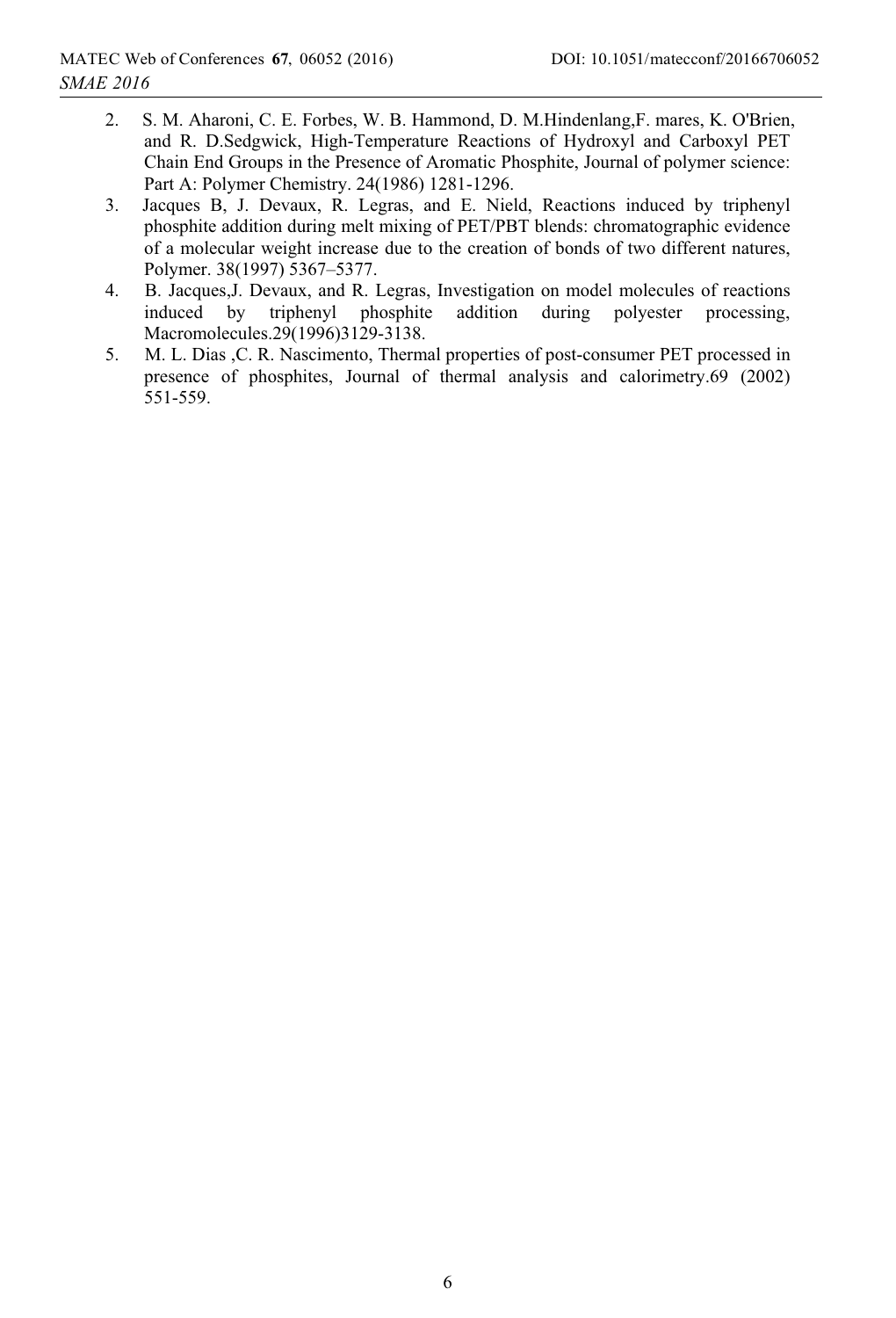2. S. M. Aharoni, C. E. Forbes, W. B. Hammond, D. M.Hindenlang,F. mares, K. O'Brien, and R. D.Sedgwick, High-Temperature Reactions of Hydroxyl and Carboxyl PET Chain End Groups in the Presence of Aromatic Phosphite, Journal of polymer science: Part A: Polymer Chemistry. 24(1986) 1281-1296.
3. Jacques B, J. Devaux, R. Legras, and E. Nield, Reactions induced by triphenyl phosphite addition during melt mixing of PET/PBT blends: chromatographic evidence of a molecular weight increase due to the creation of bonds of two different natures, Polymer. 38(1997) 5367–5377.
4. B. Jacques,J. Devaux, and R. Legras, Investigation on model molecules of reactions induced by triphenyl phosphite addition during polyester processing, Macromolecules.29(1996)3129-3138.
5. M. L. Dias ,C. R. Nascimento, Thermal properties of post-consumer PET processed in presence of phosphites, Journal of thermal analysis and calorimetry.69 (2002) 551-559.